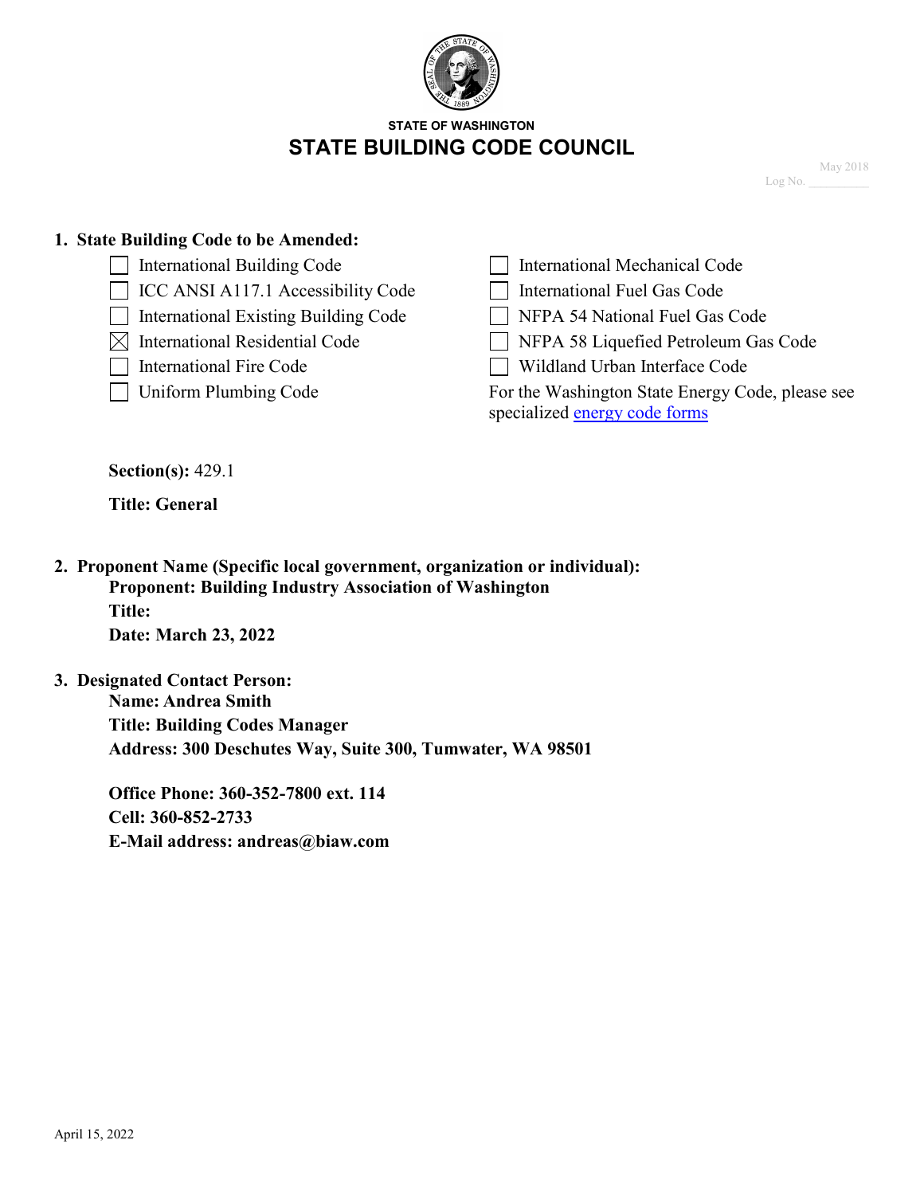STATE OF WASHINGTON

# STATE BUILDING CODE COUNCIL

May 2018
Log No. __________

**1. State Building Code to be Amended:**

- ☐ International Building Code
- ☐ ICC ANSI A117.1 Accessibility Code
- ☐ International Existing Building Code
- ☒ International Residential Code
- ☐ International Fire Code
- ☐ Uniform Plumbing Code
- ☐ International Mechanical Code
- ☐ International Fuel Gas Code
- ☐ NFPA 54 National Fuel Gas Code
- ☐ NFPA 58 Liquefied Petroleum Gas Code
- ☐ Wildland Urban Interface Code

For the Washington State Energy Code, please see specialized energy code forms

**Section(s):** 429.1

**Title: General**

**2. Proponent Name (Specific local government, organization or individual):**

**Proponent: Building Industry Association of Washington**
**Title:**
**Date: March 23, 2022**

**3. Designated Contact Person:**

**Name: Andrea Smith**
**Title: Building Codes Manager**
**Address: 300 Deschutes Way, Suite 300, Tumwater, WA 98501**

**Office Phone: 360-352-7800 ext. 114**
**Cell: 360-852-2733**
**E-Mail address: andreas@biaw.com**

April 15, 2022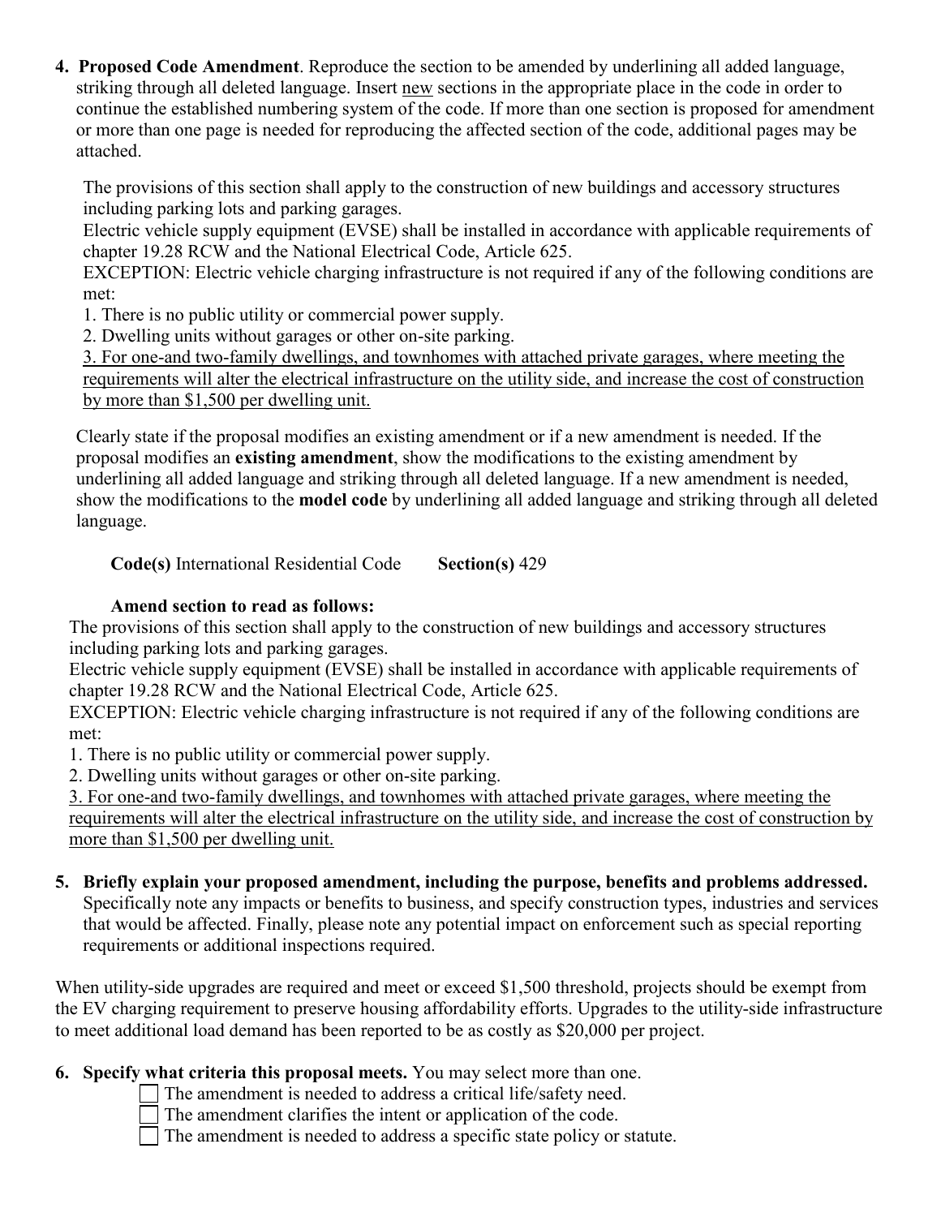4. **Proposed Code Amendment**. Reproduce the section to be amended by underlining all added language, striking through all deleted language. Insert <u>new</u> sections in the appropriate place in the code in order to continue the established numbering system of the code. If more than one section is proposed for amendment or more than one page is needed for reproducing the affected section of the code, additional pages may be attached.

   The provisions of this section shall apply to the construction of new buildings and accessory structures including parking lots and parking garages.
   Electric vehicle supply equipment (EVSE) shall be installed in accordance with applicable requirements of chapter 19.28 RCW and the National Electrical Code, Article 625.
   EXCEPTION: Electric vehicle charging infrastructure is not required if any of the following conditions are met:
   1. There is no public utility or commercial power supply.
   2. Dwelling units without garages or other on-site parking.
   <u>3. For one-and two-family dwellings, and townhomes with attached private garages, where meeting the requirements will alter the electrical infrastructure on the utility side, and increase the cost of construction by more than $1,500 per dwelling unit.</u>

   Clearly state if the proposal modifies an existing amendment or if a new amendment is needed. If the proposal modifies an **existing amendment**, show the modifications to the existing amendment by underlining all added language and striking through all deleted language. If a new amendment is needed, show the modifications to the **model code** by underlining all added language and striking through all deleted language.

   **Code(s)** International Residential Code **Section(s)** 429

   **Amend section to read as follows:**

   The provisions of this section shall apply to the construction of new buildings and accessory structures including parking lots and parking garages.
   Electric vehicle supply equipment (EVSE) shall be installed in accordance with applicable requirements of chapter 19.28 RCW and the National Electrical Code, Article 625.
   EXCEPTION: Electric vehicle charging infrastructure is not required if any of the following conditions are met:
   1. There is no public utility or commercial power supply.
   2. Dwelling units without garages or other on-site parking.
   <u>3. For one-and two-family dwellings, and townhomes with attached private garages, where meeting the requirements will alter the electrical infrastructure on the utility side, and increase the cost of construction by more than $1,500 per dwelling unit.</u>

5. **Briefly explain your proposed amendment, including the purpose, benefits and problems addressed.** Specifically note any impacts or benefits to business, and specify construction types, industries and services that would be affected. Finally, please note any potential impact on enforcement such as special reporting requirements or additional inspections required.

When utility-side upgrades are required and meet or exceed $1,500 threshold, projects should be exempt from the EV charging requirement to preserve housing affordability efforts. Upgrades to the utility-side infrastructure to meet additional load demand has been reported to be as costly as $20,000 per project.

6. **Specify what criteria this proposal meets.** You may select more than one.
   - ☐ The amendment is needed to address a critical life/safety need.
   - ☐ The amendment clarifies the intent or application of the code.
   - ☐ The amendment is needed to address a specific state policy or statute.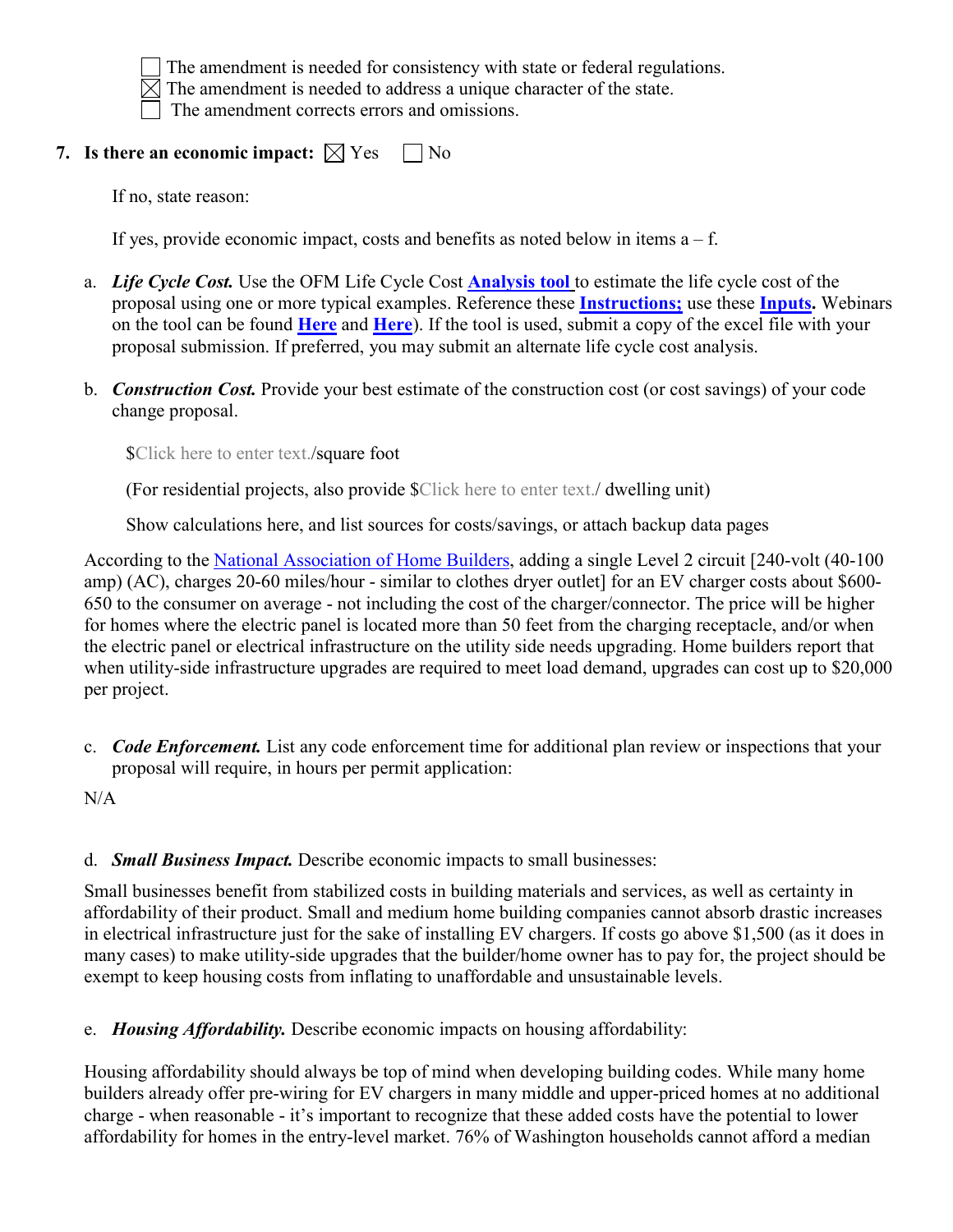☐ The amendment is needed for consistency with state or federal regulations.
☒ The amendment is needed to address a unique character of the state.
☐ The amendment corrects errors and omissions.

**7. Is there an economic impact:** ☒ Yes ☐ No

If no, state reason:

If yes, provide economic impact, costs and benefits as noted below in items a – f.

a. ***Life Cycle Cost.*** Use the OFM Life Cycle Cost **Analysis tool** to estimate the life cycle cost of the proposal using one or more typical examples. Reference these **Instructions;** use these **Inputs.** Webinars on the tool can be found **Here** and **Here**). If the tool is used, submit a copy of the excel file with your proposal submission. If preferred, you may submit an alternate life cycle cost analysis.

b. ***Construction Cost.*** Provide your best estimate of the construction cost (or cost savings) of your code change proposal.

$Click here to enter text./square foot

(For residential projects, also provide $Click here to enter text./ dwelling unit)

Show calculations here, and list sources for costs/savings, or attach backup data pages

According to the National Association of Home Builders, adding a single Level 2 circuit [240-volt (40-100 amp) (AC), charges 20-60 miles/hour - similar to clothes dryer outlet] for an EV charger costs about $600-650 to the consumer on average - not including the cost of the charger/connector. The price will be higher for homes where the electric panel is located more than 50 feet from the charging receptacle, and/or when the electric panel or electrical infrastructure on the utility side needs upgrading. Home builders report that when utility-side infrastructure upgrades are required to meet load demand, upgrades can cost up to $20,000 per project.

c. ***Code Enforcement.*** List any code enforcement time for additional plan review or inspections that your proposal will require, in hours per permit application:

N/A

d. ***Small Business Impact.*** Describe economic impacts to small businesses:

Small businesses benefit from stabilized costs in building materials and services, as well as certainty in affordability of their product. Small and medium home building companies cannot absorb drastic increases in electrical infrastructure just for the sake of installing EV chargers. If costs go above $1,500 (as it does in many cases) to make utility-side upgrades that the builder/home owner has to pay for, the project should be exempt to keep housing costs from inflating to unaffordable and unsustainable levels.

e. ***Housing Affordability.*** Describe economic impacts on housing affordability:

Housing affordability should always be top of mind when developing building codes. While many home builders already offer pre-wiring for EV chargers in many middle and upper-priced homes at no additional charge - when reasonable - it's important to recognize that these added costs have the potential to lower affordability for homes in the entry-level market. 76% of Washington households cannot afford a median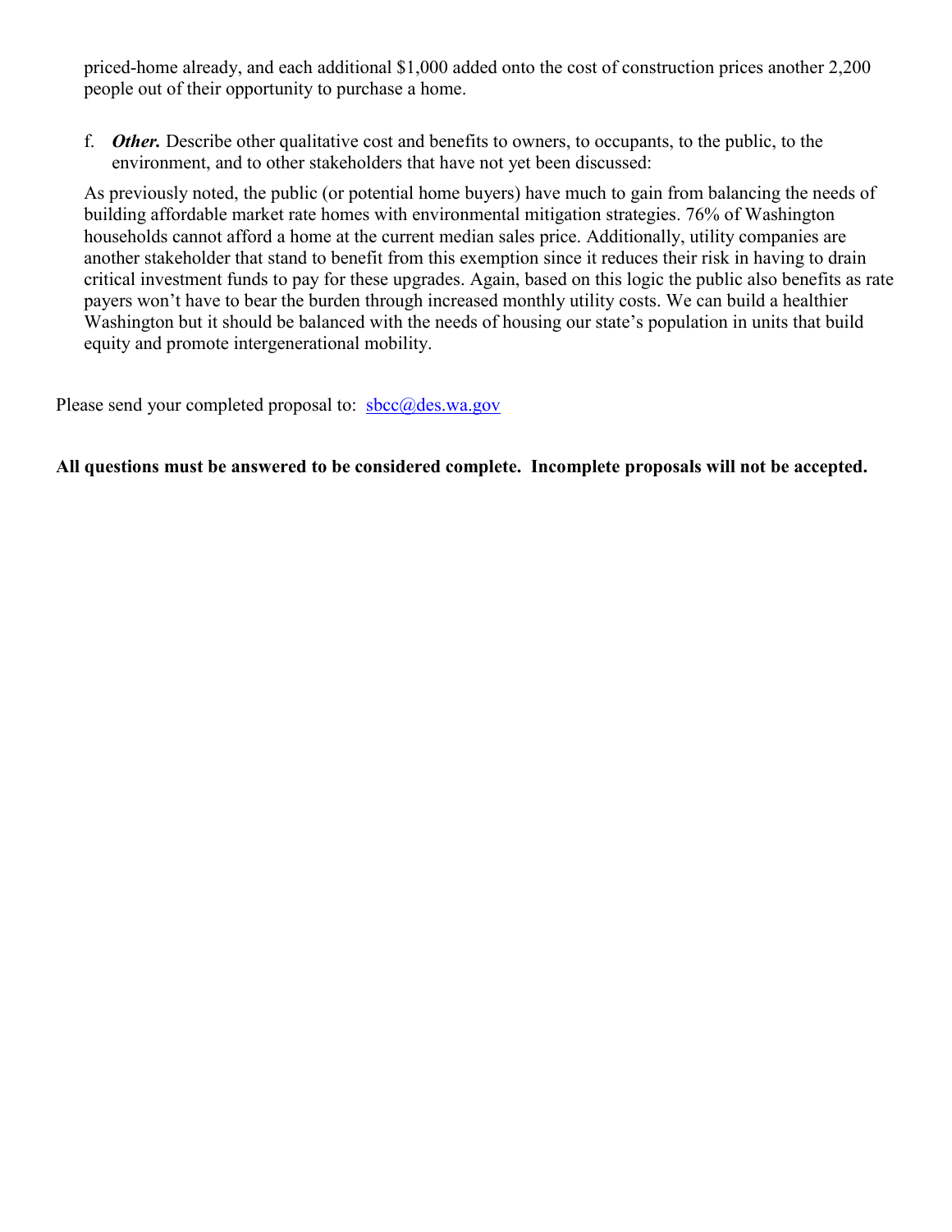priced-home already, and each additional $1,000 added onto the cost of construction prices another 2,200 people out of their opportunity to purchase a home.

f. ***Other.*** Describe other qualitative cost and benefits to owners, to occupants, to the public, to the environment, and to other stakeholders that have not yet been discussed:

As previously noted, the public (or potential home buyers) have much to gain from balancing the needs of building affordable market rate homes with environmental mitigation strategies. 76% of Washington households cannot afford a home at the current median sales price. Additionally, utility companies are another stakeholder that stand to benefit from this exemption since it reduces their risk in having to drain critical investment funds to pay for these upgrades. Again, based on this logic the public also benefits as rate payers won't have to bear the burden through increased monthly utility costs. We can build a healthier Washington but it should be balanced with the needs of housing our state's population in units that build equity and promote intergenerational mobility.

Please send your completed proposal to: sbcc@des.wa.gov

**All questions must be answered to be considered complete. Incomplete proposals will not be accepted.**